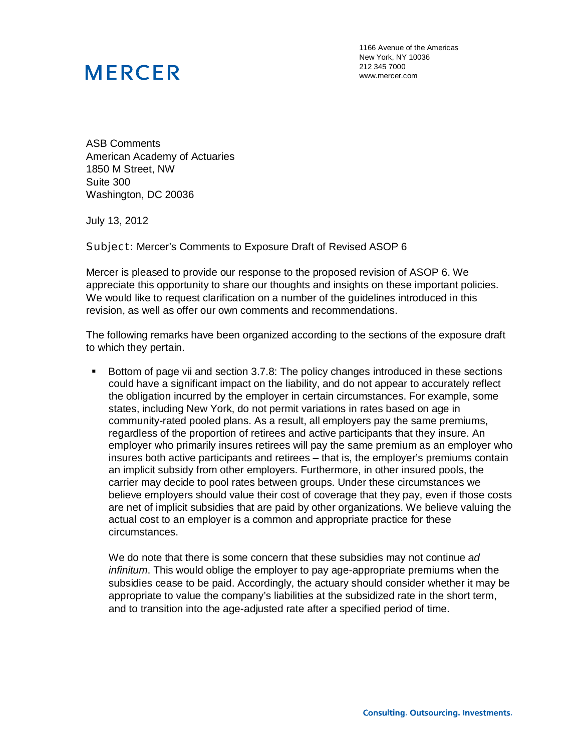# MERCER

1166 Avenue of the Americas
New York, NY 10036
212 345 7000
www.mercer.com

ASB Comments
American Academy of Actuaries
1850 M Street, NW
Suite 300
Washington, DC 20036

July 13, 2012

Subject: Mercer's Comments to Exposure Draft of Revised ASOP 6

Mercer is pleased to provide our response to the proposed revision of ASOP 6. We appreciate this opportunity to share our thoughts and insights on these important policies. We would like to request clarification on a number of the guidelines introduced in this revision, as well as offer our own comments and recommendations.

The following remarks have been organized according to the sections of the exposure draft to which they pertain.

- Bottom of page vii and section 3.7.8: The policy changes introduced in these sections could have a significant impact on the liability, and do not appear to accurately reflect the obligation incurred by the employer in certain circumstances. For example, some states, including New York, do not permit variations in rates based on age in community-rated pooled plans. As a result, all employers pay the same premiums, regardless of the proportion of retirees and active participants that they insure. An employer who primarily insures retirees will pay the same premium as an employer who insures both active participants and retirees – that is, the employer's premiums contain an implicit subsidy from other employers. Furthermore, in other insured pools, the carrier may decide to pool rates between groups. Under these circumstances we believe employers should value their cost of coverage that they pay, even if those costs are net of implicit subsidies that are paid by other organizations. We believe valuing the actual cost to an employer is a common and appropriate practice for these circumstances.

  We do note that there is some concern that these subsidies may not continue *ad infinitum*. This would oblige the employer to pay age-appropriate premiums when the subsidies cease to be paid. Accordingly, the actuary should consider whether it may be appropriate to value the company's liabilities at the subsidized rate in the short term, and to transition into the age-adjusted rate after a specified period of time.

Consulting. Outsourcing. Investments.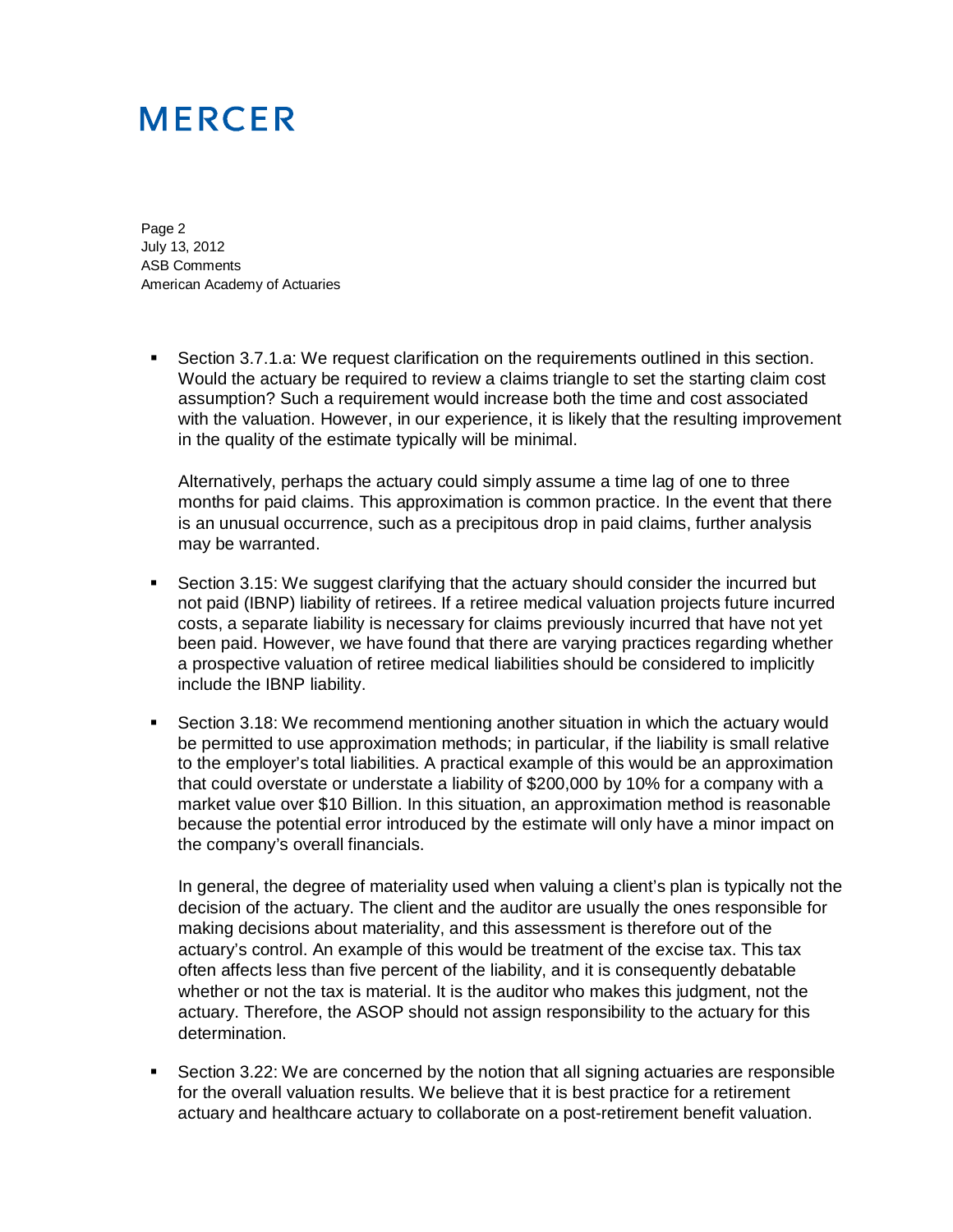- Section 3.7.1.a: We request clarification on the requirements outlined in this section. Would the actuary be required to review a claims triangle to set the starting claim cost assumption? Such a requirement would increase both the time and cost associated with the valuation. However, in our experience, it is likely that the resulting improvement in the quality of the estimate typically will be minimal.

  Alternatively, perhaps the actuary could simply assume a time lag of one to three months for paid claims. This approximation is common practice. In the event that there is an unusual occurrence, such as a precipitous drop in paid claims, further analysis may be warranted.

- Section 3.15: We suggest clarifying that the actuary should consider the incurred but not paid (IBNP) liability of retirees. If a retiree medical valuation projects future incurred costs, a separate liability is necessary for claims previously incurred that have not yet been paid. However, we have found that there are varying practices regarding whether a prospective valuation of retiree medical liabilities should be considered to implicitly include the IBNP liability.

- Section 3.18: We recommend mentioning another situation in which the actuary would be permitted to use approximation methods; in particular, if the liability is small relative to the employer's total liabilities. A practical example of this would be an approximation that could overstate or understate a liability of $200,000 by 10% for a company with a market value over $10 Billion. In this situation, an approximation method is reasonable because the potential error introduced by the estimate will only have a minor impact on the company's overall financials.

  In general, the degree of materiality used when valuing a client's plan is typically not the decision of the actuary. The client and the auditor are usually the ones responsible for making decisions about materiality, and this assessment is therefore out of the actuary's control. An example of this would be treatment of the excise tax. This tax often affects less than five percent of the liability, and it is consequently debatable whether or not the tax is material. It is the auditor who makes this judgment, not the actuary. Therefore, the ASOP should not assign responsibility to the actuary for this determination.

- Section 3.22: We are concerned by the notion that all signing actuaries are responsible for the overall valuation results. We believe that it is best practice for a retirement actuary and healthcare actuary to collaborate on a post-retirement benefit valuation.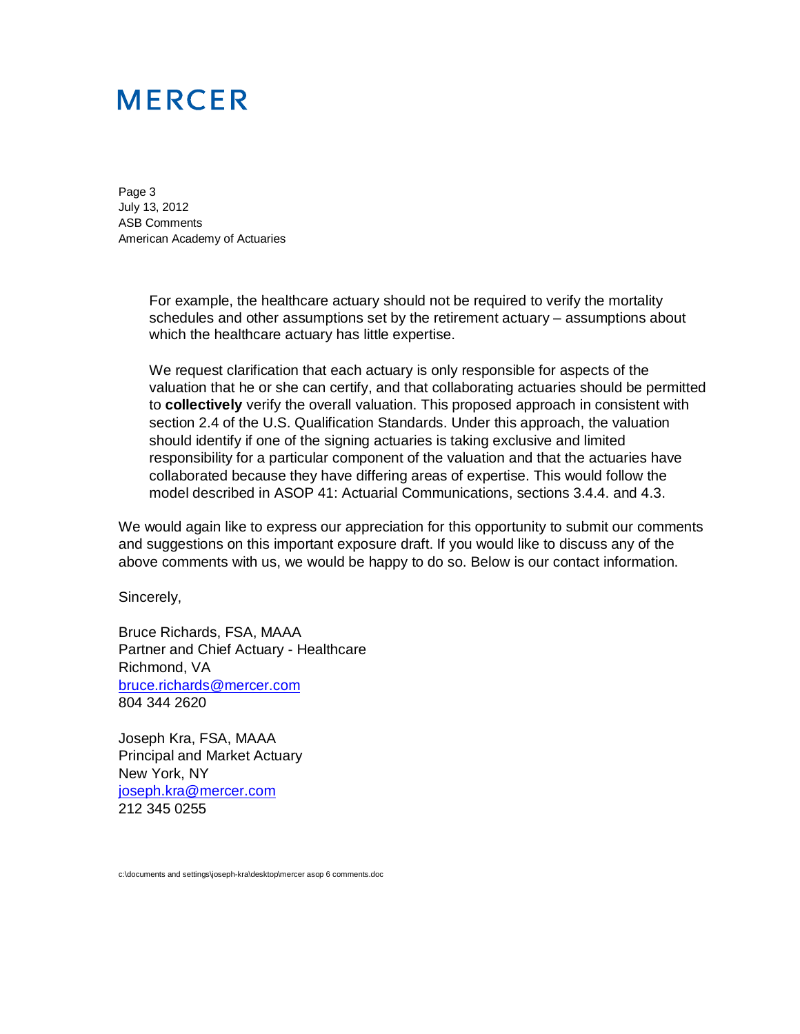For example, the healthcare actuary should not be required to verify the mortality schedules and other assumptions set by the retirement actuary – assumptions about which the healthcare actuary has little expertise.

We request clarification that each actuary is only responsible for aspects of the valuation that he or she can certify, and that collaborating actuaries should be permitted to **collectively** verify the overall valuation. This proposed approach in consistent with section 2.4 of the U.S. Qualification Standards. Under this approach, the valuation should identify if one of the signing actuaries is taking exclusive and limited responsibility for a particular component of the valuation and that the actuaries have collaborated because they have differing areas of expertise. This would follow the model described in ASOP 41: Actuarial Communications, sections 3.4.4. and 4.3.

We would again like to express our appreciation for this opportunity to submit our comments and suggestions on this important exposure draft. If you would like to discuss any of the above comments with us, we would be happy to do so. Below is our contact information.

Sincerely,

Bruce Richards, FSA, MAAA
Partner and Chief Actuary - Healthcare
Richmond, VA
bruce.richards@mercer.com
804 344 2620

Joseph Kra, FSA, MAAA
Principal and Market Actuary
New York, NY
joseph.kra@mercer.com
212 345 0255

c:\documents and settings\joseph-kra\desktop\mercer asop 6 comments.doc